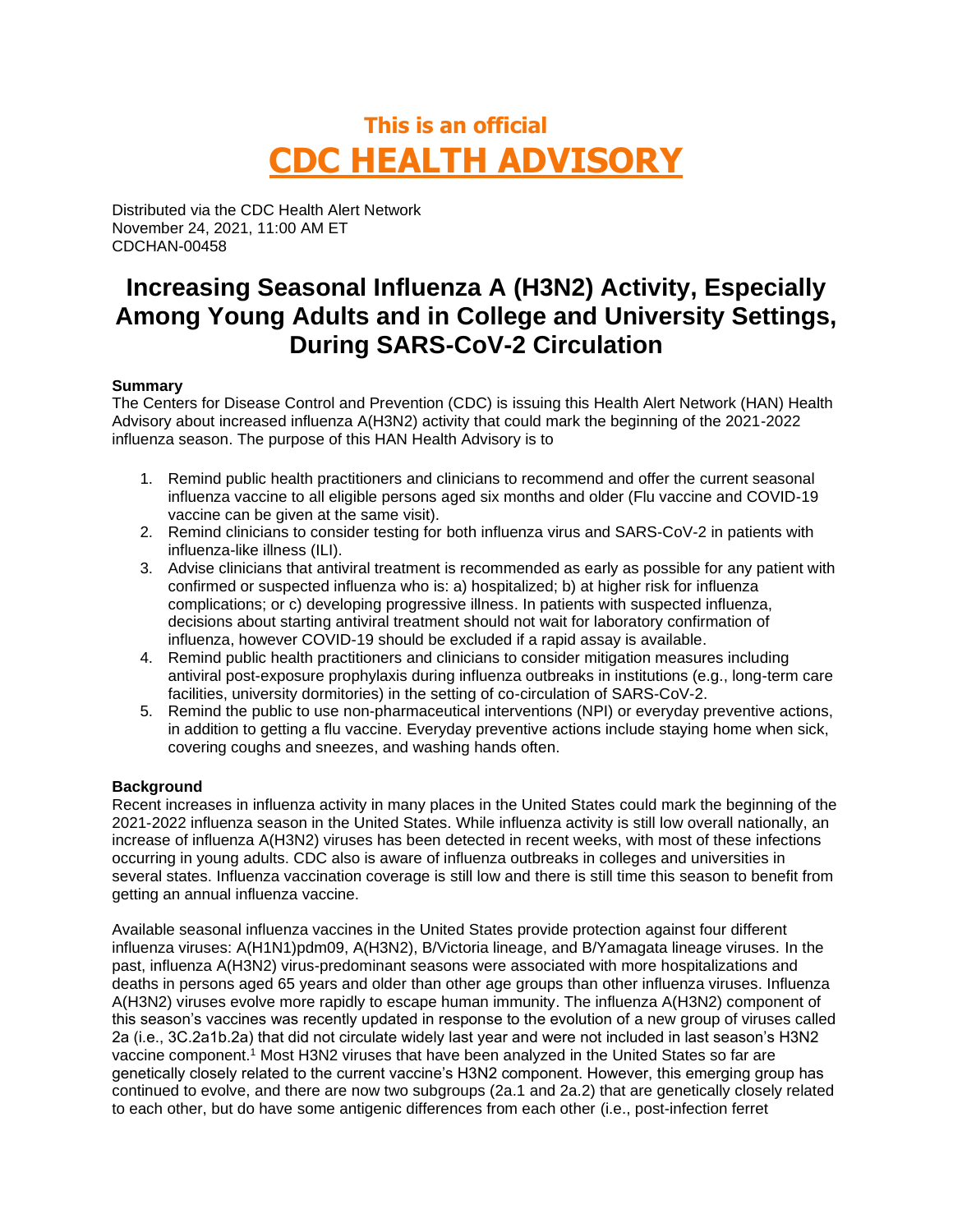**This is an official**

# CDC HEALTH ADVISORY

Distributed via the CDC Health Alert Network
November 24, 2021, 11:00 AM ET
CDCHAN-00458

## Increasing Seasonal Influenza A (H3N2) Activity, Especially Among Young Adults and in College and University Settings, During SARS-CoV-2 Circulation

**Summary**

The Centers for Disease Control and Prevention (CDC) is issuing this Health Alert Network (HAN) Health Advisory about increased influenza A(H3N2) activity that could mark the beginning of the 2021-2022 influenza season. The purpose of this HAN Health Advisory is to

1. Remind public health practitioners and clinicians to recommend and offer the current seasonal influenza vaccine to all eligible persons aged six months and older (Flu vaccine and COVID-19 vaccine can be given at the same visit).
2. Remind clinicians to consider testing for both influenza virus and SARS-CoV-2 in patients with influenza-like illness (ILI).
3. Advise clinicians that antiviral treatment is recommended as early as possible for any patient with confirmed or suspected influenza who is: a) hospitalized; b) at higher risk for influenza complications; or c) developing progressive illness. In patients with suspected influenza, decisions about starting antiviral treatment should not wait for laboratory confirmation of influenza, however COVID-19 should be excluded if a rapid assay is available.
4. Remind public health practitioners and clinicians to consider mitigation measures including antiviral post-exposure prophylaxis during influenza outbreaks in institutions (e.g., long-term care facilities, university dormitories) in the setting of co-circulation of SARS-CoV-2.
5. Remind the public to use non-pharmaceutical interventions (NPI) or everyday preventive actions, in addition to getting a flu vaccine. Everyday preventive actions include staying home when sick, covering coughs and sneezes, and washing hands often.

**Background**

Recent increases in influenza activity in many places in the United States could mark the beginning of the 2021-2022 influenza season in the United States. While influenza activity is still low overall nationally, an increase of influenza A(H3N2) viruses has been detected in recent weeks, with most of these infections occurring in young adults. CDC also is aware of influenza outbreaks in colleges and universities in several states. Influenza vaccination coverage is still low and there is still time this season to benefit from getting an annual influenza vaccine.

Available seasonal influenza vaccines in the United States provide protection against four different influenza viruses: A(H1N1)pdm09, A(H3N2), B/Victoria lineage, and B/Yamagata lineage viruses. In the past, influenza A(H3N2) virus-predominant seasons were associated with more hospitalizations and deaths in persons aged 65 years and older than other age groups than other influenza viruses. Influenza A(H3N2) viruses evolve more rapidly to escape human immunity. The influenza A(H3N2) component of this season's vaccines was recently updated in response to the evolution of a new group of viruses called 2a (i.e., 3C.2a1b.2a) that did not circulate widely last year and were not included in last season's H3N2 vaccine component.[1] Most H3N2 viruses that have been analyzed in the United States so far are genetically closely related to the current vaccine's H3N2 component. However, this emerging group has continued to evolve, and there are now two subgroups (2a.1 and 2a.2) that are genetically closely related to each other, but do have some antigenic differences from each other (i.e., post-infection ferret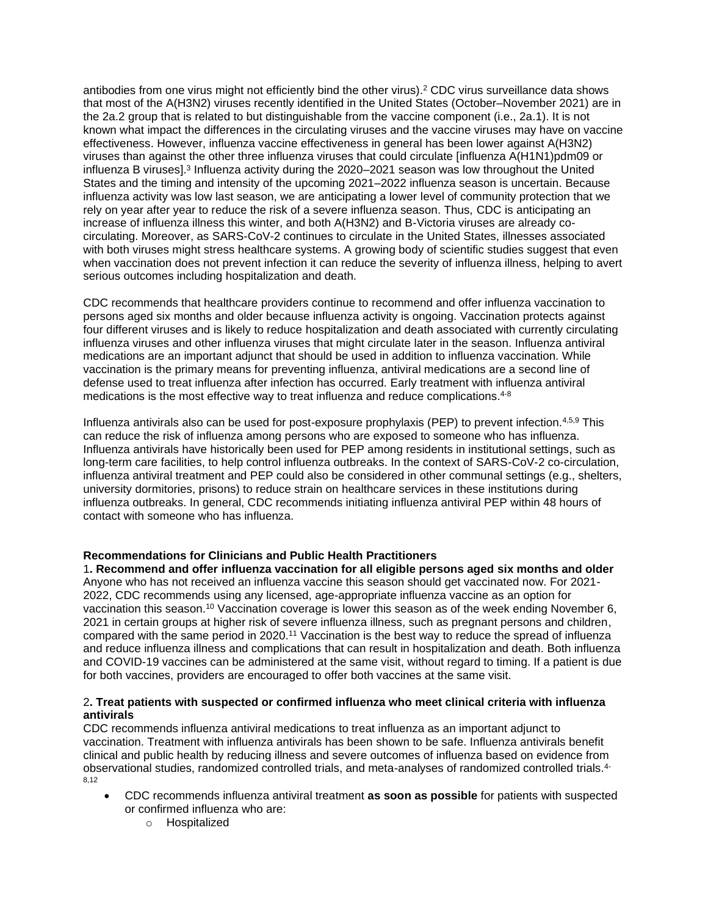antibodies from one virus might not efficiently bind the other virus).[2] CDC virus surveillance data shows that most of the A(H3N2) viruses recently identified in the United States (October–November 2021) are in the 2a.2 group that is related to but distinguishable from the vaccine component (i.e., 2a.1). It is not known what impact the differences in the circulating viruses and the vaccine viruses may have on vaccine effectiveness. However, influenza vaccine effectiveness in general has been lower against A(H3N2) viruses than against the other three influenza viruses that could circulate [influenza A(H1N1)pdm09 or influenza B viruses].[3] Influenza activity during the 2020–2021 season was low throughout the United States and the timing and intensity of the upcoming 2021–2022 influenza season is uncertain. Because influenza activity was low last season, we are anticipating a lower level of community protection that we rely on year after year to reduce the risk of a severe influenza season. Thus, CDC is anticipating an increase of influenza illness this winter, and both A(H3N2) and B-Victoria viruses are already co-circulating. Moreover, as SARS-CoV-2 continues to circulate in the United States, illnesses associated with both viruses might stress healthcare systems. A growing body of scientific studies suggest that even when vaccination does not prevent infection it can reduce the severity of influenza illness, helping to avert serious outcomes including hospitalization and death.

CDC recommends that healthcare providers continue to recommend and offer influenza vaccination to persons aged six months and older because influenza activity is ongoing. Vaccination protects against four different viruses and is likely to reduce hospitalization and death associated with currently circulating influenza viruses and other influenza viruses that might circulate later in the season. Influenza antiviral medications are an important adjunct that should be used in addition to influenza vaccination. While vaccination is the primary means for preventing influenza, antiviral medications are a second line of defense used to treat influenza after infection has occurred. Early treatment with influenza antiviral medications is the most effective way to treat influenza and reduce complications.[4-8]

Influenza antivirals also can be used for post-exposure prophylaxis (PEP) to prevent infection.[4,5,9] This can reduce the risk of influenza among persons who are exposed to someone who has influenza. Influenza antivirals have historically been used for PEP among residents in institutional settings, such as long-term care facilities, to help control influenza outbreaks. In the context of SARS-CoV-2 co-circulation, influenza antiviral treatment and PEP could also be considered in other communal settings (e.g., shelters, university dormitories, prisons) to reduce strain on healthcare services in these institutions during influenza outbreaks. In general, CDC recommends initiating influenza antiviral PEP within 48 hours of contact with someone who has influenza.

## Recommendations for Clinicians and Public Health Practitioners

**1. Recommend and offer influenza vaccination for all eligible persons aged six months and older**

Anyone who has not received an influenza vaccine this season should get vaccinated now. For 2021-2022, CDC recommends using any licensed, age-appropriate influenza vaccine as an option for vaccination this season.[10] Vaccination coverage is lower this season as of the week ending November 6, 2021 in certain groups at higher risk of severe influenza illness, such as pregnant persons and children, compared with the same period in 2020.[11] Vaccination is the best way to reduce the spread of influenza and reduce influenza illness and complications that can result in hospitalization and death. Both influenza and COVID-19 vaccines can be administered at the same visit, without regard to timing. If a patient is due for both vaccines, providers are encouraged to offer both vaccines at the same visit.

**2. Treat patients with suspected or confirmed influenza who meet clinical criteria with influenza antivirals**

CDC recommends influenza antiviral medications to treat influenza as an important adjunct to vaccination. Treatment with influenza antivirals has been shown to be safe. Influenza antivirals benefit clinical and public health by reducing illness and severe outcomes of influenza based on evidence from observational studies, randomized controlled trials, and meta-analyses of randomized controlled trials.[4-8,12]

- CDC recommends influenza antiviral treatment **as soon as possible** for patients with suspected or confirmed influenza who are:
  - Hospitalized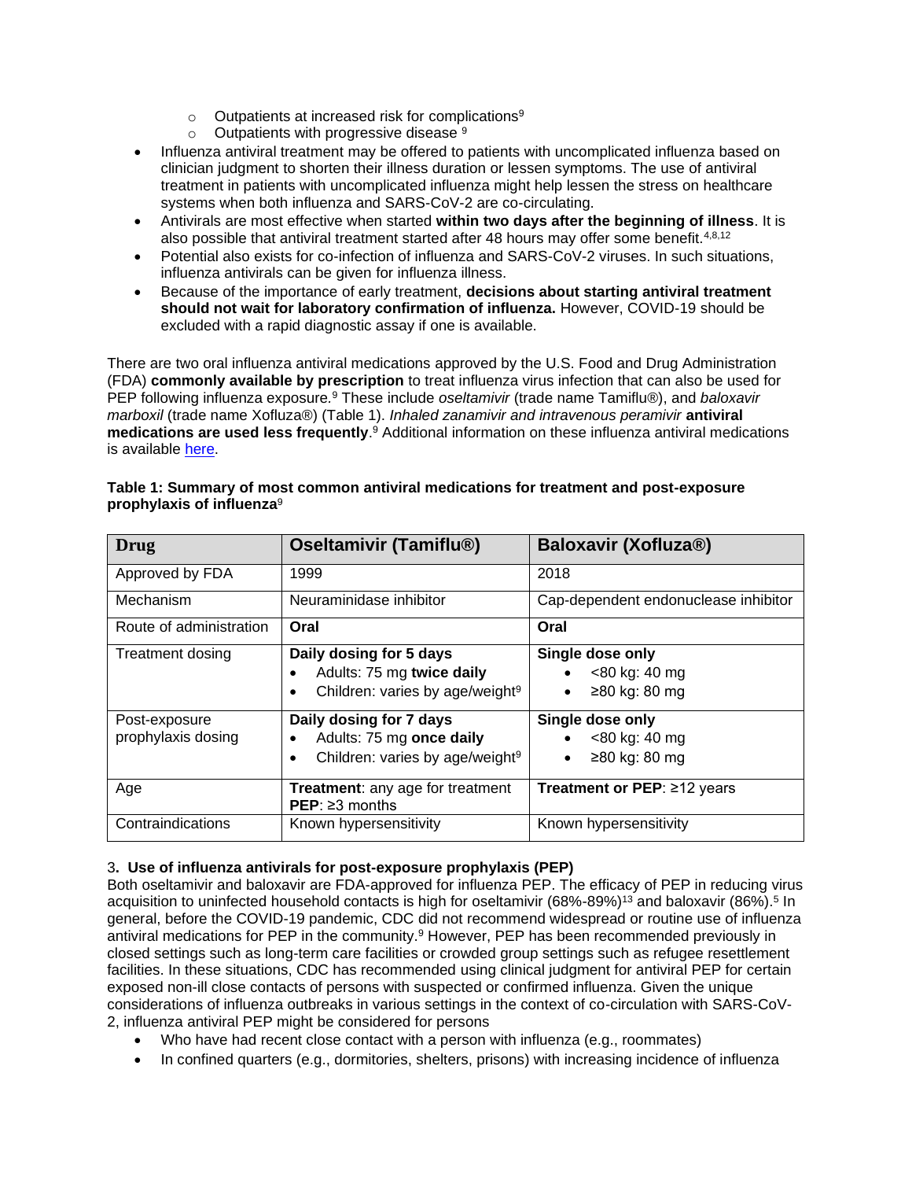- Outpatients at increased risk for complications[9]
    - Outpatients with progressive disease [9]
- Influenza antiviral treatment may be offered to patients with uncomplicated influenza based on clinician judgment to shorten their illness duration or lessen symptoms. The use of antiviral treatment in patients with uncomplicated influenza might help lessen the stress on healthcare systems when both influenza and SARS-CoV-2 are co-circulating.
- Antivirals are most effective when started **within two days after the beginning of illness**. It is also possible that antiviral treatment started after 48 hours may offer some benefit.[4,8,12]
- Potential also exists for co-infection of influenza and SARS-CoV-2 viruses. In such situations, influenza antivirals can be given for influenza illness.
- Because of the importance of early treatment, **decisions about starting antiviral treatment should not wait for laboratory confirmation of influenza.** However, COVID-19 should be excluded with a rapid diagnostic assay if one is available.

There are two oral influenza antiviral medications approved by the U.S. Food and Drug Administration (FDA) **commonly available by prescription** to treat influenza virus infection that can also be used for PEP following influenza exposure.[9] These include *oseltamivir* (trade name Tamiflu®), and *baloxavir marboxil* (trade name Xofluza®) (Table 1). *Inhaled zanamivir and intravenous peramivir* **antiviral medications are used less frequently**.[9] Additional information on these influenza antiviral medications is available here.

**Table 1: Summary of most common antiviral medications for treatment and post-exposure prophylaxis of influenza**[9]

| Drug | Oseltamivir (Tamiflu®) | Baloxavir (Xofluza®) |
|---|---|---|
| Approved by FDA | 1999 | 2018 |
| Mechanism | Neuraminidase inhibitor | Cap-dependent endonuclease inhibitor |
| Route of administration | **Oral** | **Oral** |
| Treatment dosing | **Daily dosing for 5 days**<br>• Adults: 75 mg **twice daily**<br>• Children: varies by age/weight[9] | **Single dose only**<br>• <80 kg: 40 mg<br>• ≥80 kg: 80 mg |
| Post-exposure prophylaxis dosing | **Daily dosing for 7 days**<br>• Adults: 75 mg **once daily**<br>• Children: varies by age/weight[9] | **Single dose only**<br>• <80 kg: 40 mg<br>• ≥80 kg: 80 mg |
| Age | **Treatment**: any age for treatment<br>**PEP**: ≥3 months | **Treatment or PEP**: ≥12 years |
| Contraindications | Known hypersensitivity | Known hypersensitivity |

3**. Use of influenza antivirals for post-exposure prophylaxis (PEP)**

Both oseltamivir and baloxavir are FDA-approved for influenza PEP. The efficacy of PEP in reducing virus acquisition to uninfected household contacts is high for oseltamivir (68%-89%)[13] and baloxavir (86%).[5] In general, before the COVID-19 pandemic, CDC did not recommend widespread or routine use of influenza antiviral medications for PEP in the community.[9] However, PEP has been recommended previously in closed settings such as long-term care facilities or crowded group settings such as refugee resettlement facilities. In these situations, CDC has recommended using clinical judgment for antiviral PEP for certain exposed non-ill close contacts of persons with suspected or confirmed influenza. Given the unique considerations of influenza outbreaks in various settings in the context of co-circulation with SARS-CoV-2, influenza antiviral PEP might be considered for persons

- Who have had recent close contact with a person with influenza (e.g., roommates)
- In confined quarters (e.g., dormitories, shelters, prisons) with increasing incidence of influenza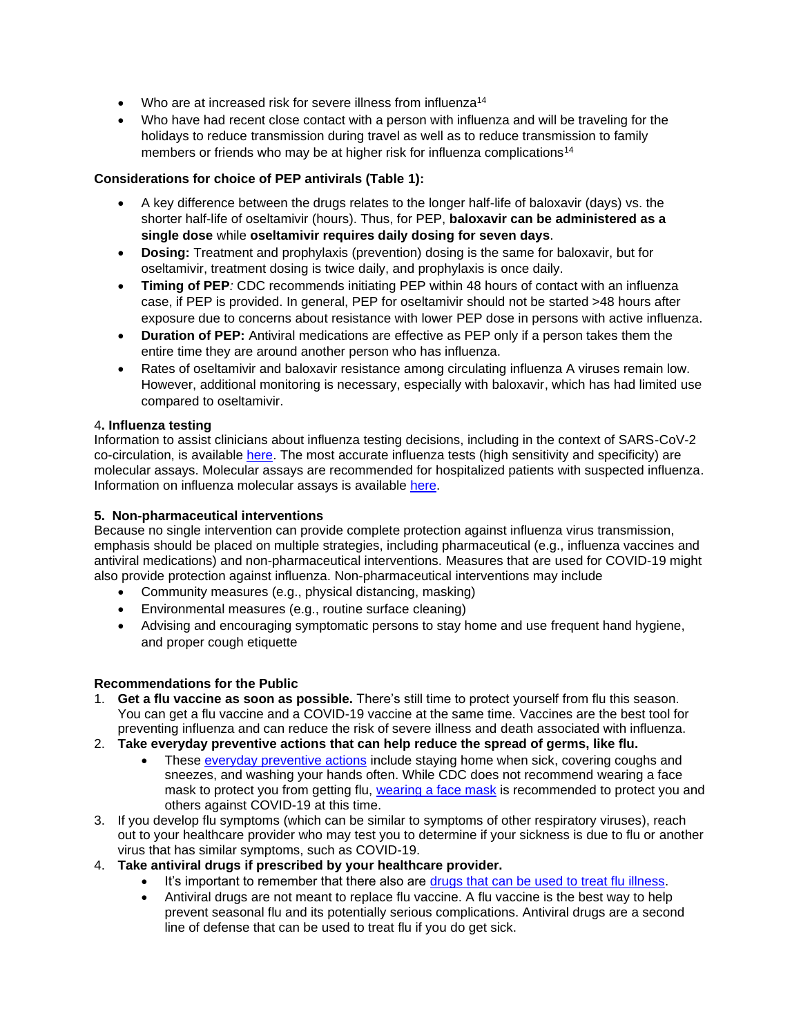- Who are at increased risk for severe illness from influenza[14]
- Who have had recent close contact with a person with influenza and will be traveling for the holidays to reduce transmission during travel as well as to reduce transmission to family members or friends who may be at higher risk for influenza complications[14]

**Considerations for choice of PEP antivirals (Table 1):**

- A key difference between the drugs relates to the longer half-life of baloxavir (days) vs. the shorter half-life of oseltamivir (hours). Thus, for PEP, **baloxavir can be administered as a single dose** while **oseltamivir requires daily dosing for seven days**.
- **Dosing:** Treatment and prophylaxis (prevention) dosing is the same for baloxavir, but for oseltamivir, treatment dosing is twice daily, and prophylaxis is once daily.
- **Timing of PEP***:* CDC recommends initiating PEP within 48 hours of contact with an influenza case, if PEP is provided. In general, PEP for oseltamivir should not be started >48 hours after exposure due to concerns about resistance with lower PEP dose in persons with active influenza.
- **Duration of PEP:** Antiviral medications are effective as PEP only if a person takes them the entire time they are around another person who has influenza.
- Rates of oseltamivir and baloxavir resistance among circulating influenza A viruses remain low. However, additional monitoring is necessary, especially with baloxavir, which has had limited use compared to oseltamivir.

**4. Influenza testing**

Information to assist clinicians about influenza testing decisions, including in the context of SARS-CoV-2 co-circulation, is available here. The most accurate influenza tests (high sensitivity and specificity) are molecular assays. Molecular assays are recommended for hospitalized patients with suspected influenza. Information on influenza molecular assays is available here.

**5. Non-pharmaceutical interventions**

Because no single intervention can provide complete protection against influenza virus transmission, emphasis should be placed on multiple strategies, including pharmaceutical (e.g., influenza vaccines and antiviral medications) and non-pharmaceutical interventions. Measures that are used for COVID-19 might also provide protection against influenza. Non-pharmaceutical interventions may include

- Community measures (e.g., physical distancing, masking)
- Environmental measures (e.g., routine surface cleaning)
- Advising and encouraging symptomatic persons to stay home and use frequent hand hygiene, and proper cough etiquette

**Recommendations for the Public**

1. **Get a flu vaccine as soon as possible.** There's still time to protect yourself from flu this season. You can get a flu vaccine and a COVID-19 vaccine at the same time. Vaccines are the best tool for preventing influenza and can reduce the risk of severe illness and death associated with influenza.
2. **Take everyday preventive actions that can help reduce the spread of germs, like flu.**
    - These everyday preventive actions include staying home when sick, covering coughs and sneezes, and washing your hands often. While CDC does not recommend wearing a face mask to protect you from getting flu, wearing a face mask is recommended to protect you and others against COVID-19 at this time.
3. If you develop flu symptoms (which can be similar to symptoms of other respiratory viruses), reach out to your healthcare provider who may test you to determine if your sickness is due to flu or another virus that has similar symptoms, such as COVID-19.
4. **Take antiviral drugs if prescribed by your healthcare provider.**
    - It's important to remember that there also are drugs that can be used to treat flu illness.
    - Antiviral drugs are not meant to replace flu vaccine. A flu vaccine is the best way to help prevent seasonal flu and its potentially serious complications. Antiviral drugs are a second line of defense that can be used to treat flu if you do get sick.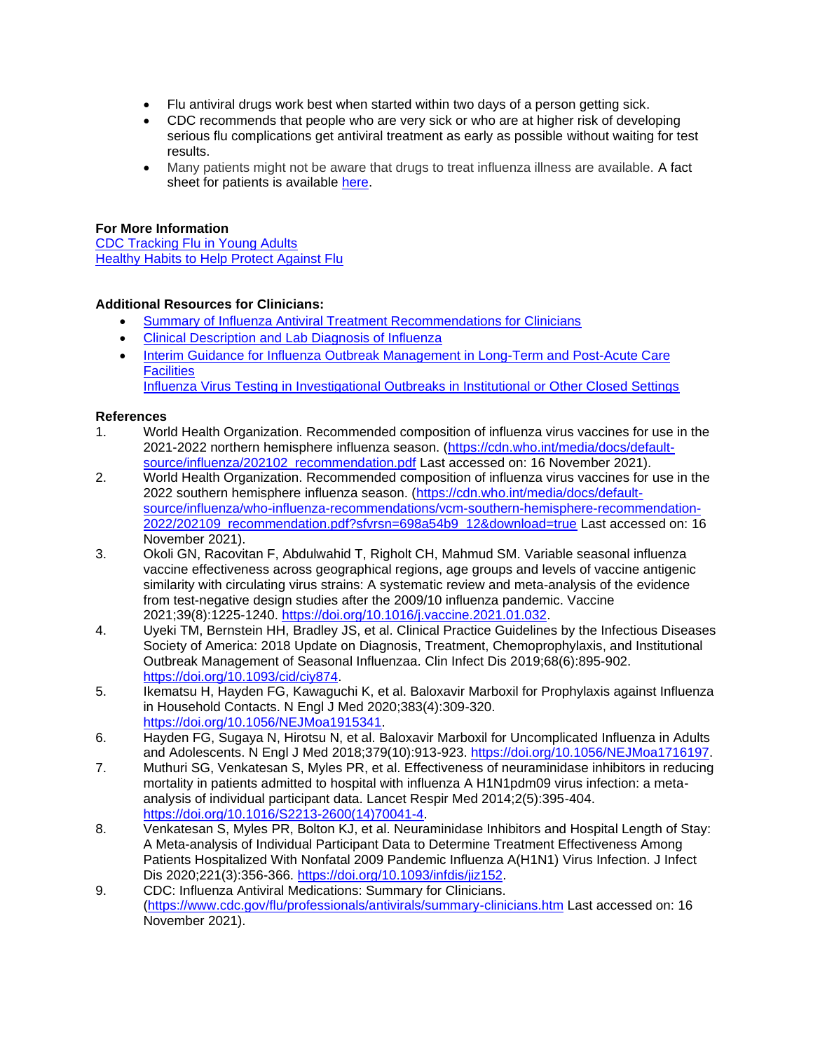- Flu antiviral drugs work best when started within two days of a person getting sick.
- CDC recommends that people who are very sick or who are at higher risk of developing serious flu complications get antiviral treatment as early as possible without waiting for test results.
- Many patients might not be aware that drugs to treat influenza illness are available. A fact sheet for patients is available here.

**For More Information**

CDC Tracking Flu in Young Adults
Healthy Habits to Help Protect Against Flu

**Additional Resources for Clinicians:**

- Summary of Influenza Antiviral Treatment Recommendations for Clinicians
- Clinical Description and Lab Diagnosis of Influenza
- Interim Guidance for Influenza Outbreak Management in Long-Term and Post-Acute Care Facilities
  Influenza Virus Testing in Investigational Outbreaks in Institutional or Other Closed Settings

**References**

1. World Health Organization. Recommended composition of influenza virus vaccines for use in the 2021-2022 northern hemisphere influenza season. (https://cdn.who.int/media/docs/default-source/influenza/202102_recommendation.pdf Last accessed on: 16 November 2021).
2. World Health Organization. Recommended composition of influenza virus vaccines for use in the 2022 southern hemisphere influenza season. (https://cdn.who.int/media/docs/default-source/influenza/who-influenza-recommendations/vcm-southern-hemisphere-recommendation-2022/202109_recommendation.pdf?sfvrsn=698a54b9_12&download=true Last accessed on: 16 November 2021).
3. Okoli GN, Racovitan F, Abdulwahid T, Righolt CH, Mahmud SM. Variable seasonal influenza vaccine effectiveness across geographical regions, age groups and levels of vaccine antigenic similarity with circulating virus strains: A systematic review and meta-analysis of the evidence from test-negative design studies after the 2009/10 influenza pandemic. Vaccine 2021;39(8):1225-1240. https://doi.org/10.1016/j.vaccine.2021.01.032.
4. Uyeki TM, Bernstein HH, Bradley JS, et al. Clinical Practice Guidelines by the Infectious Diseases Society of America: 2018 Update on Diagnosis, Treatment, Chemoprophylaxis, and Institutional Outbreak Management of Seasonal Influenzaa. Clin Infect Dis 2019;68(6):895-902. https://doi.org/10.1093/cid/ciy874.
5. Ikematsu H, Hayden FG, Kawaguchi K, et al. Baloxavir Marboxil for Prophylaxis against Influenza in Household Contacts. N Engl J Med 2020;383(4):309-320. https://doi.org/10.1056/NEJMoa1915341.
6. Hayden FG, Sugaya N, Hirotsu N, et al. Baloxavir Marboxil for Uncomplicated Influenza in Adults and Adolescents. N Engl J Med 2018;379(10):913-923. https://doi.org/10.1056/NEJMoa1716197.
7. Muthuri SG, Venkatesan S, Myles PR, et al. Effectiveness of neuraminidase inhibitors in reducing mortality in patients admitted to hospital with influenza A H1N1pdm09 virus infection: a meta-analysis of individual participant data. Lancet Respir Med 2014;2(5):395-404. https://doi.org/10.1016/S2213-2600(14)70041-4.
8. Venkatesan S, Myles PR, Bolton KJ, et al. Neuraminidase Inhibitors and Hospital Length of Stay: A Meta-analysis of Individual Participant Data to Determine Treatment Effectiveness Among Patients Hospitalized With Nonfatal 2009 Pandemic Influenza A(H1N1) Virus Infection. J Infect Dis 2020;221(3):356-366. https://doi.org/10.1093/infdis/jiz152.
9. CDC: Influenza Antiviral Medications: Summary for Clinicians. (https://www.cdc.gov/flu/professionals/antivirals/summary-clinicians.htm Last accessed on: 16 November 2021).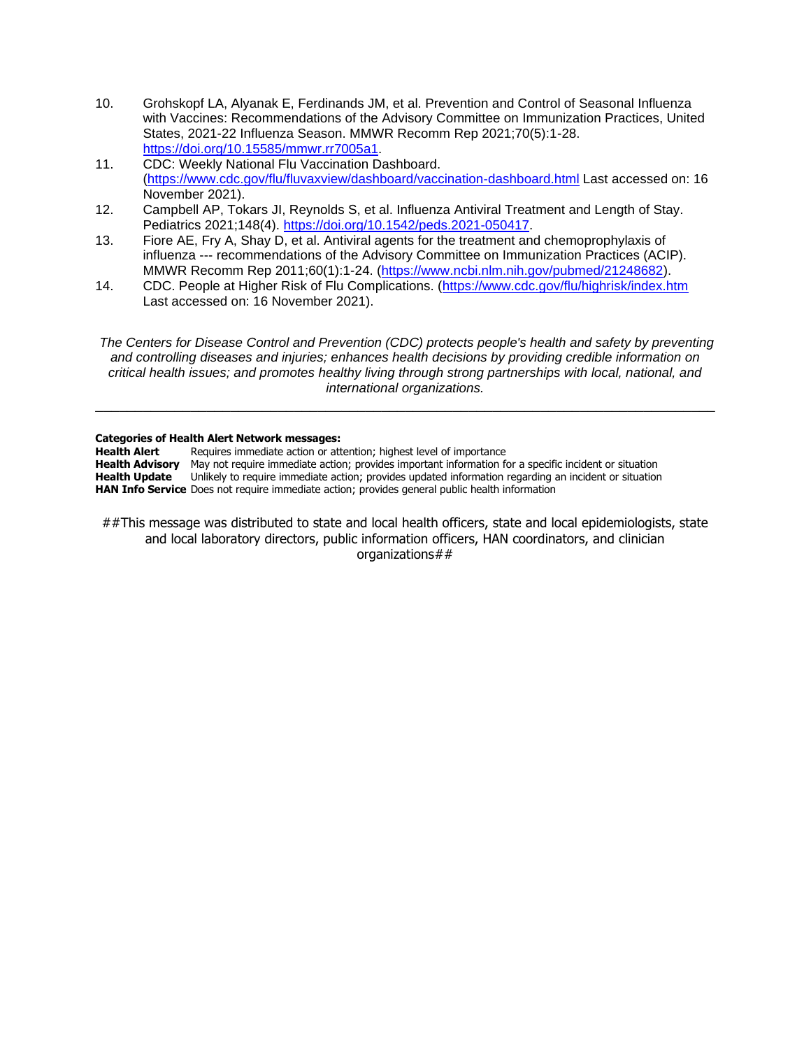10. Grohskopf LA, Alyanak E, Ferdinands JM, et al. Prevention and Control of Seasonal Influenza with Vaccines: Recommendations of the Advisory Committee on Immunization Practices, United States, 2021-22 Influenza Season. MMWR Recomm Rep 2021;70(5):1-28. https://doi.org/10.15585/mmwr.rr7005a1.
11. CDC: Weekly National Flu Vaccination Dashboard. (https://www.cdc.gov/flu/fluvaxview/dashboard/vaccination-dashboard.html Last accessed on: 16 November 2021).
12. Campbell AP, Tokars JI, Reynolds S, et al. Influenza Antiviral Treatment and Length of Stay. Pediatrics 2021;148(4). https://doi.org/10.1542/peds.2021-050417.
13. Fiore AE, Fry A, Shay D, et al. Antiviral agents for the treatment and chemoprophylaxis of influenza --- recommendations of the Advisory Committee on Immunization Practices (ACIP). MMWR Recomm Rep 2011;60(1):1-24. (https://www.ncbi.nlm.nih.gov/pubmed/21248682).
14. CDC. People at Higher Risk of Flu Complications. (https://www.cdc.gov/flu/highrisk/index.htm Last accessed on: 16 November 2021).

*The Centers for Disease Control and Prevention (CDC) protects people's health and safety by preventing and controlling diseases and injuries; enhances health decisions by providing credible information on critical health issues; and promotes healthy living through strong partnerships with local, national, and international organizations.*

---

**Categories of Health Alert Network messages:**

**Health Alert** Requires immediate action or attention; highest level of importance
**Health Advisory** May not require immediate action; provides important information for a specific incident or situation
**Health Update** Unlikely to require immediate action; provides updated information regarding an incident or situation
**HAN Info Service** Does not require immediate action; provides general public health information

##This message was distributed to state and local health officers, state and local epidemiologists, state and local laboratory directors, public information officers, HAN coordinators, and clinician organizations##